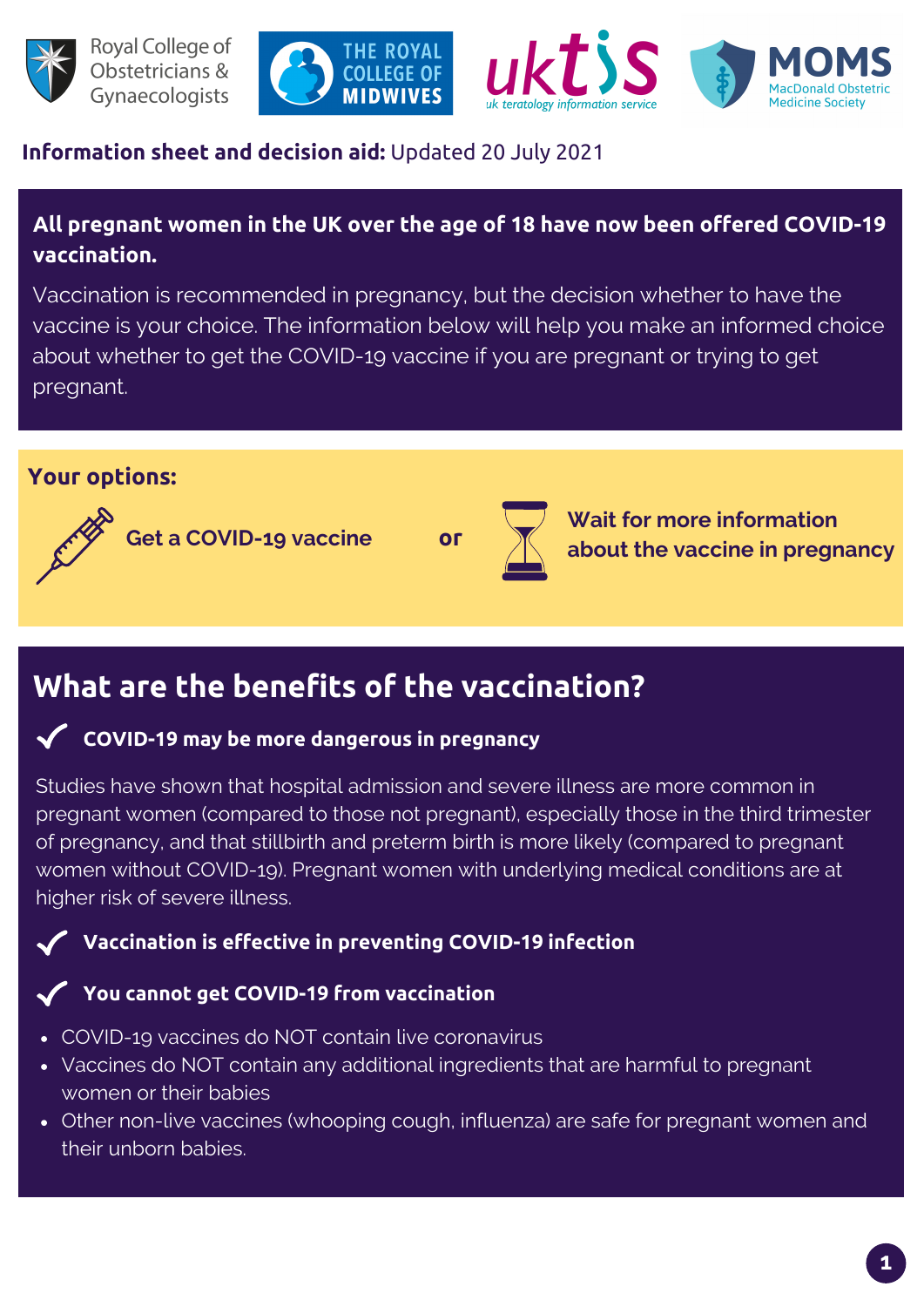Royal College of Obstetricians & Gynaecologists | The Royal College of Midwives | uktis uk teratology information service | MOMS MacDonald Obstetric Medicine Society

**Information sheet and decision aid:** Updated 20 July 2021

**All pregnant women in the UK over the age of 18 have now been offered COVID-19 vaccination.**

Vaccination is recommended in pregnancy, but the decision whether to have the vaccine is your choice. The information below will help you make an informed choice about whether to get the COVID-19 vaccine if you are pregnant or trying to get pregnant.

**Your options:**

**Get a COVID-19 vaccine** **or** **Wait for more information about the vaccine in pregnancy**

## What are the benefits of the vaccination?

### ✓ COVID-19 may be more dangerous in pregnancy

Studies have shown that hospital admission and severe illness are more common in pregnant women (compared to those not pregnant), especially those in the third trimester of pregnancy, and that stillbirth and preterm birth is more likely (compared to pregnant women without COVID-19). Pregnant women with underlying medical conditions are at higher risk of severe illness.

### ✓ Vaccination is effective in preventing COVID-19 infection

### ✓ You cannot get COVID-19 from vaccination

- COVID-19 vaccines do NOT contain live coronavirus
- Vaccines do NOT contain any additional ingredients that are harmful to pregnant women or their babies
- Other non-live vaccines (whooping cough, influenza) are safe for pregnant women and their unborn babies.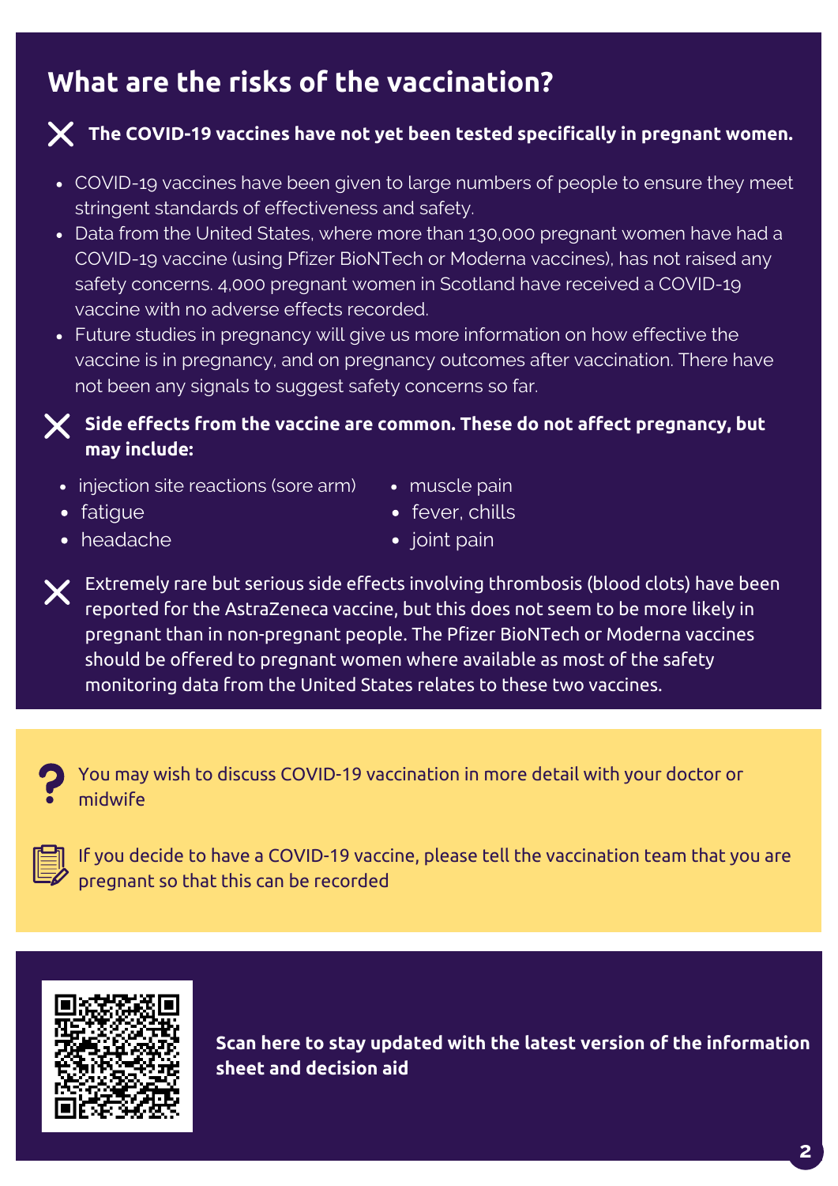## What are the risks of the vaccination?

**The COVID-19 vaccines have not yet been tested specifically in pregnant women.**

- COVID-19 vaccines have been given to large numbers of people to ensure they meet stringent standards of effectiveness and safety.
- Data from the United States, where more than 130,000 pregnant women have had a COVID-19 vaccine (using Pfizer BioNTech or Moderna vaccines), has not raised any safety concerns. 4,000 pregnant women in Scotland have received a COVID-19 vaccine with no adverse effects recorded.
- Future studies in pregnancy will give us more information on how effective the vaccine is in pregnancy, and on pregnancy outcomes after vaccination. There have not been any signals to suggest safety concerns so far.

**Side effects from the vaccine are common. These do not affect pregnancy, but may include:**

- injection site reactions (sore arm)
- fatigue
- headache
- muscle pain
- fever, chills
- joint pain

Extremely rare but serious side effects involving thrombosis (blood clots) have been reported for the AstraZeneca vaccine, but this does not seem to be more likely in pregnant than in non-pregnant people. The Pfizer BioNTech or Moderna vaccines should be offered to pregnant women where available as most of the safety monitoring data from the United States relates to these two vaccines.

You may wish to discuss COVID-19 vaccination in more detail with your doctor or midwife

If you decide to have a COVID-19 vaccine, please tell the vaccination team that you are pregnant so that this can be recorded

**Scan here to stay updated with the latest version of the information sheet and decision aid**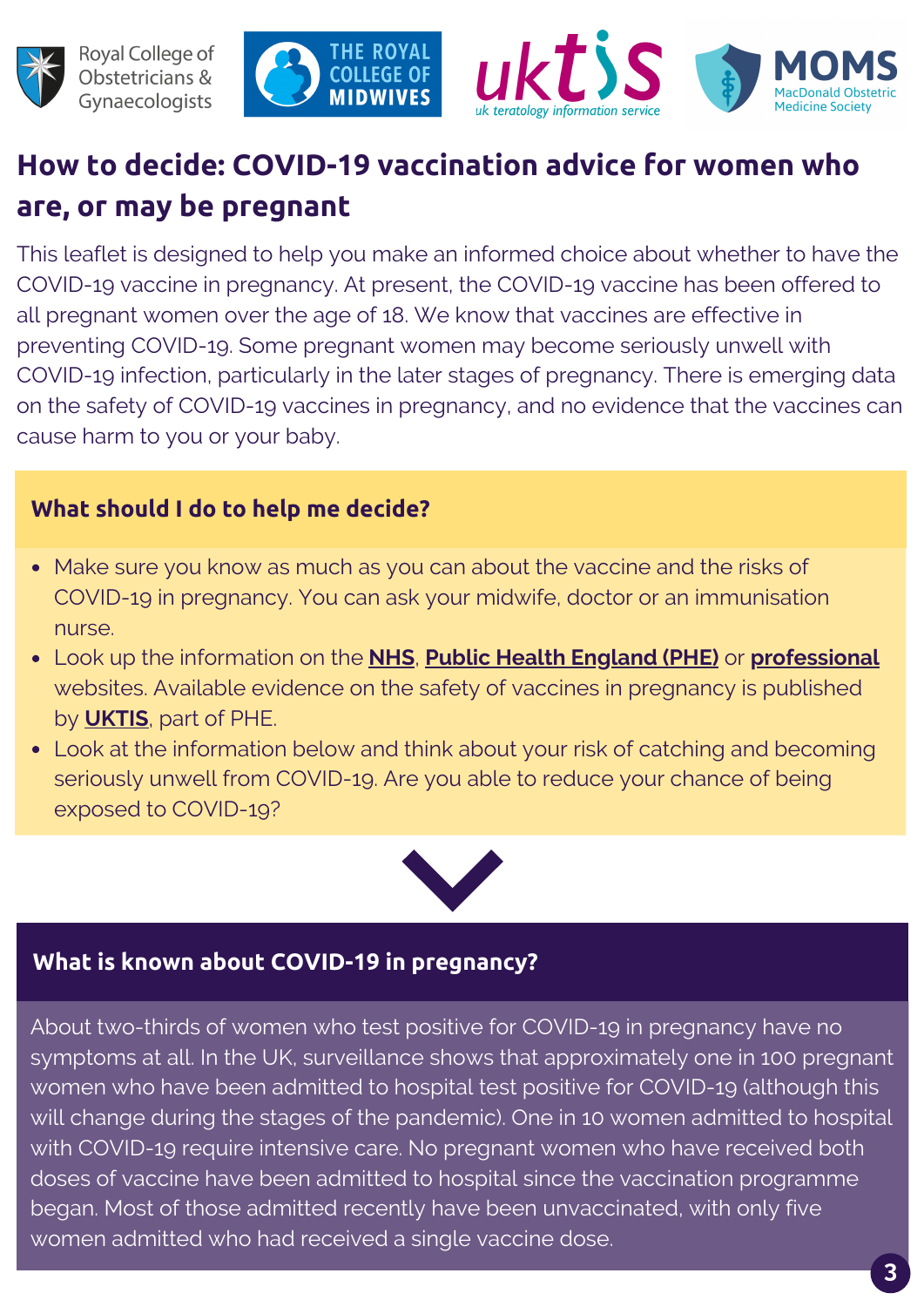# How to decide: COVID-19 vaccination advice for women who are, or may be pregnant

This leaflet is designed to help you make an informed choice about whether to have the COVID-19 vaccine in pregnancy. At present, the COVID-19 vaccine has been offered to all pregnant women over the age of 18. We know that vaccines are effective in preventing COVID-19. Some pregnant women may become seriously unwell with COVID-19 infection, particularly in the later stages of pregnancy. There is emerging data on the safety of COVID-19 vaccines in pregnancy, and no evidence that the vaccines can cause harm to you or your baby.

## What should I do to help me decide?

- Make sure you know as much as you can about the vaccine and the risks of COVID-19 in pregnancy. You can ask your midwife, doctor or an immunisation nurse.
- Look up the information on the **NHS**, **Public Health England (PHE)** or **professional** websites. Available evidence on the safety of vaccines in pregnancy is published by **UKTIS**, part of PHE.
- Look at the information below and think about your risk of catching and becoming seriously unwell from COVID-19. Are you able to reduce your chance of being exposed to COVID-19?

## What is known about COVID-19 in pregnancy?

About two-thirds of women who test positive for COVID-19 in pregnancy have no symptoms at all. In the UK, surveillance shows that approximately one in 100 pregnant women who have been admitted to hospital test positive for COVID-19 (although this will change during the stages of the pandemic). One in 10 women admitted to hospital with COVID-19 require intensive care. No pregnant women who have received both doses of vaccine have been admitted to hospital since the vaccination programme began. Most of those admitted recently have been unvaccinated, with only five women admitted who had received a single vaccine dose.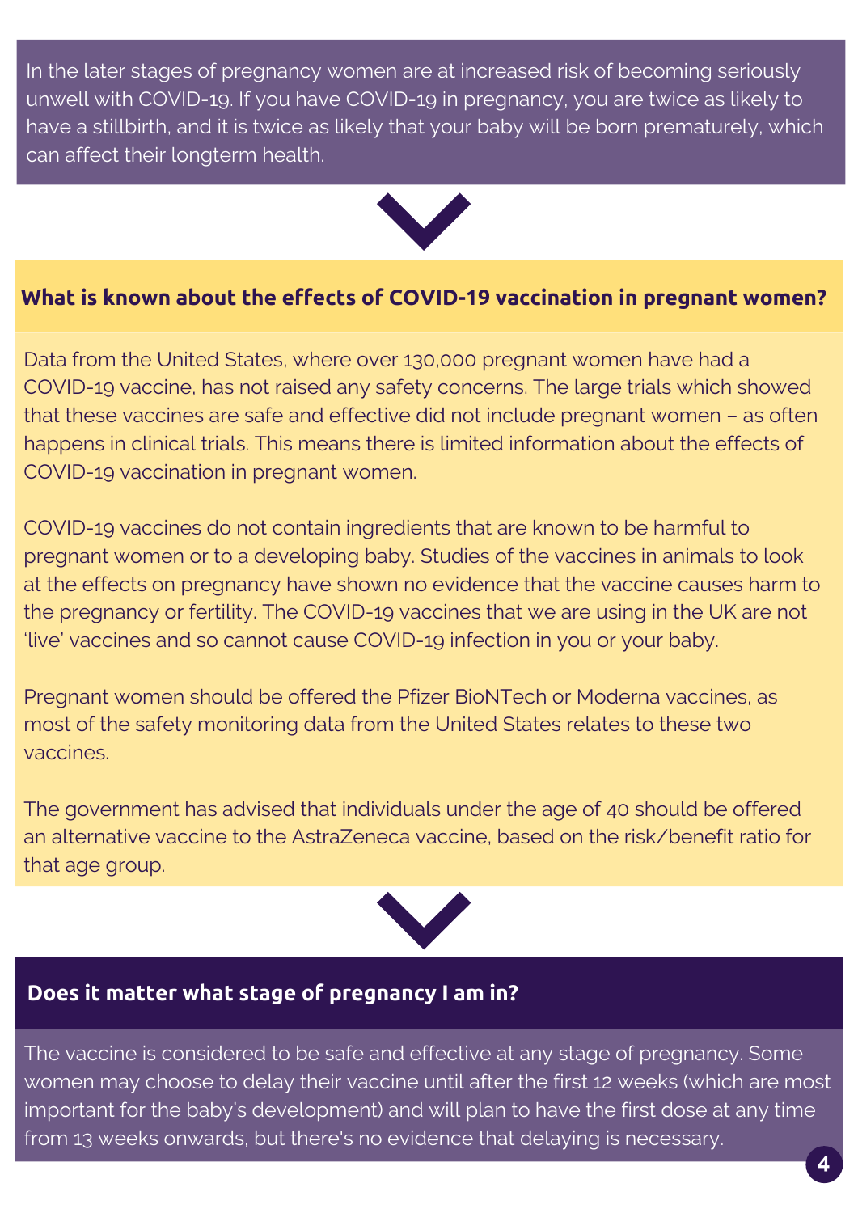In the later stages of pregnancy women are at increased risk of becoming seriously unwell with COVID-19. If you have COVID-19 in pregnancy, you are twice as likely to have a stillbirth, and it is twice as likely that your baby will be born prematurely, which can affect their longterm health.

## What is known about the effects of COVID-19 vaccination in pregnant women?

Data from the United States, where over 130,000 pregnant women have had a COVID-19 vaccine, has not raised any safety concerns. The large trials which showed that these vaccines are safe and effective did not include pregnant women – as often happens in clinical trials. This means there is limited information about the effects of COVID-19 vaccination in pregnant women.

COVID-19 vaccines do not contain ingredients that are known to be harmful to pregnant women or to a developing baby. Studies of the vaccines in animals to look at the effects on pregnancy have shown no evidence that the vaccine causes harm to the pregnancy or fertility. The COVID-19 vaccines that we are using in the UK are not 'live' vaccines and so cannot cause COVID-19 infection in you or your baby.

Pregnant women should be offered the Pfizer BioNTech or Moderna vaccines, as most of the safety monitoring data from the United States relates to these two vaccines.

The government has advised that individuals under the age of 40 should be offered an alternative vaccine to the AstraZeneca vaccine, based on the risk/benefit ratio for that age group.

## Does it matter what stage of pregnancy I am in?

The vaccine is considered to be safe and effective at any stage of pregnancy. Some women may choose to delay their vaccine until after the first 12 weeks (which are most important for the baby's development) and will plan to have the first dose at any time from 13 weeks onwards, but there's no evidence that delaying is necessary.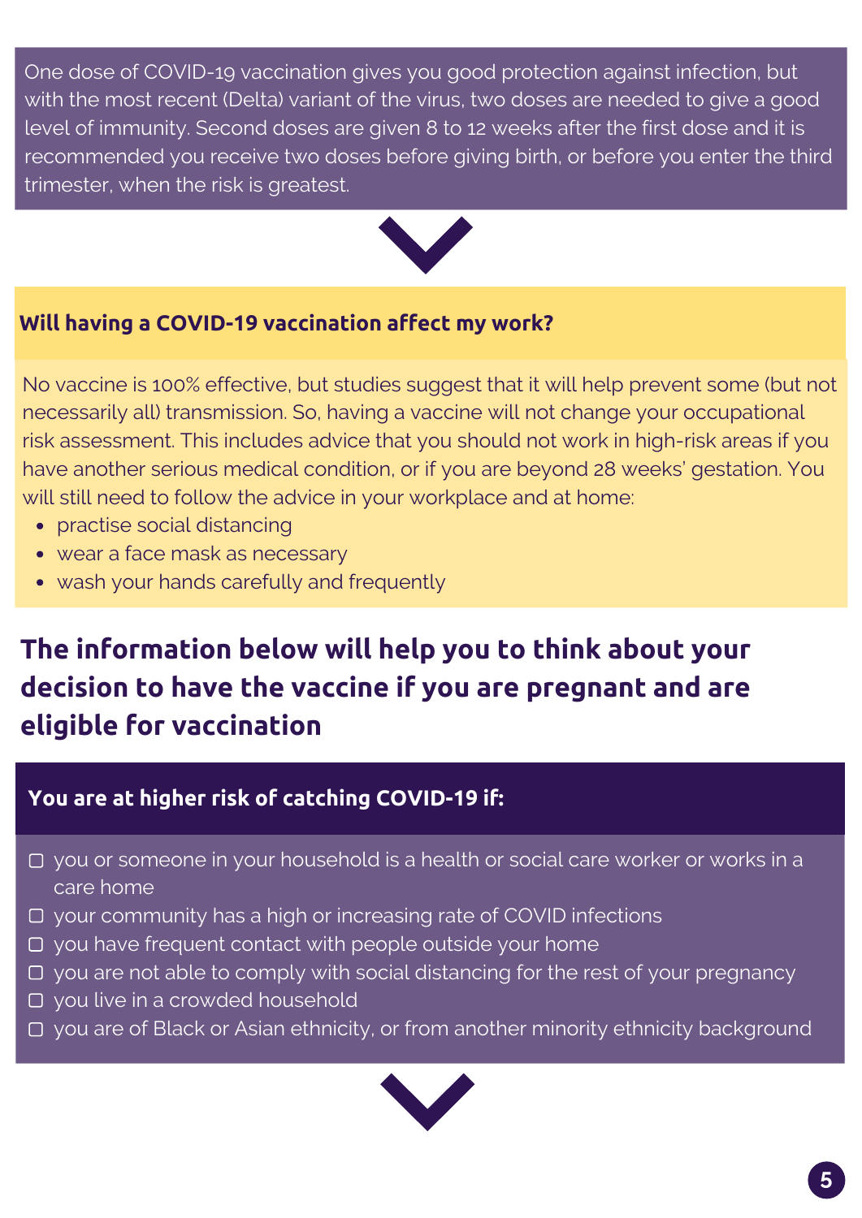One dose of COVID-19 vaccination gives you good protection against infection, but with the most recent (Delta) variant of the virus, two doses are needed to give a good level of immunity. Second doses are given 8 to 12 weeks after the first dose and it is recommended you receive two doses before giving birth, or before you enter the third trimester, when the risk is greatest.

### Will having a COVID-19 vaccination affect my work?

No vaccine is 100% effective, but studies suggest that it will help prevent some (but not necessarily all) transmission. So, having a vaccine will not change your occupational risk assessment. This includes advice that you should not work in high-risk areas if you have another serious medical condition, or if you are beyond 28 weeks' gestation. You will still need to follow the advice in your workplace and at home:

- practise social distancing
- wear a face mask as necessary
- wash your hands carefully and frequently

## The information below will help you to think about your decision to have the vaccine if you are pregnant and are eligible for vaccination

### You are at higher risk of catching COVID-19 if:

- ▢ you or someone in your household is a health or social care worker or works in a care home
- ▢ your community has a high or increasing rate of COVID infections
- ▢ you have frequent contact with people outside your home
- ▢ you are not able to comply with social distancing for the rest of your pregnancy
- ▢ you live in a crowded household
- ▢ you are of Black or Asian ethnicity, or from another minority ethnicity background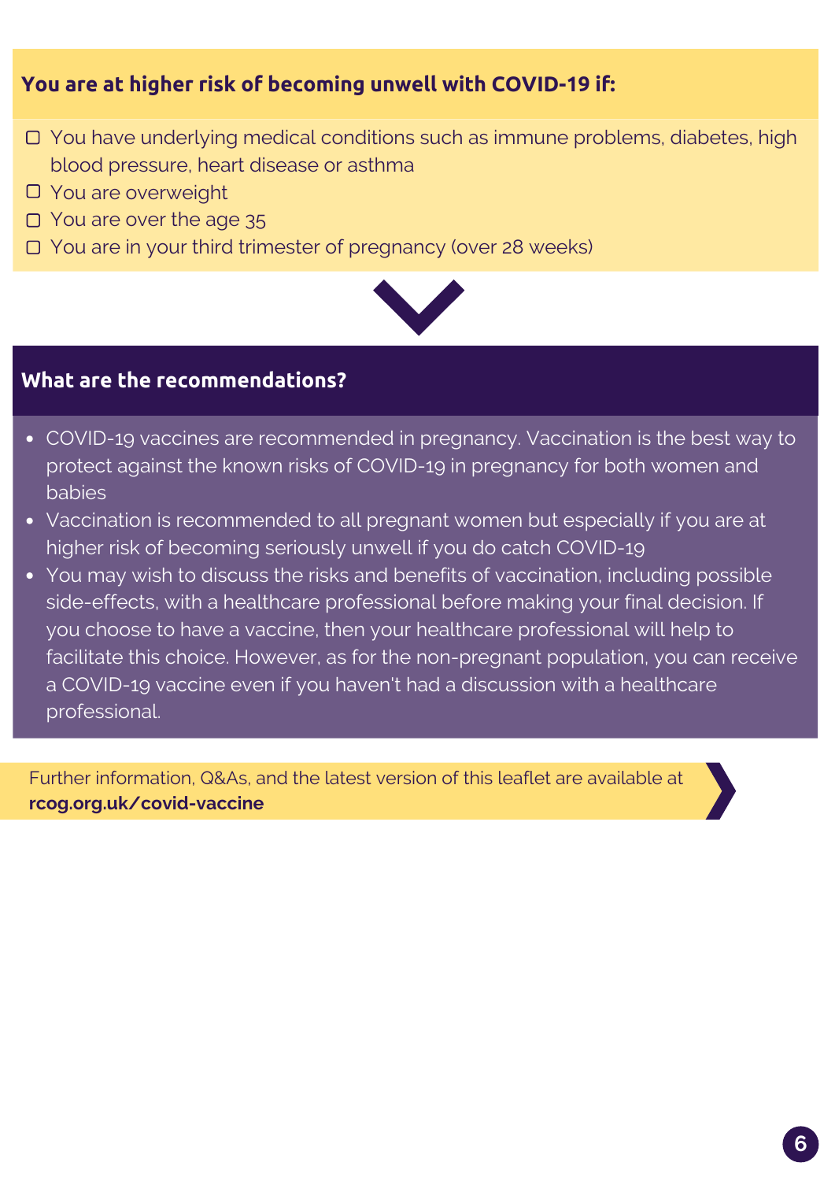## You are at higher risk of becoming unwell with COVID-19 if:

- [ ] You have underlying medical conditions such as immune problems, diabetes, high blood pressure, heart disease or asthma
- [ ] You are overweight
- [ ] You are over the age 35
- [ ] You are in your third trimester of pregnancy (over 28 weeks)

## What are the recommendations?

- COVID-19 vaccines are recommended in pregnancy. Vaccination is the best way to protect against the known risks of COVID-19 in pregnancy for both women and babies
- Vaccination is recommended to all pregnant women but especially if you are at higher risk of becoming seriously unwell if you do catch COVID-19
- You may wish to discuss the risks and benefits of vaccination, including possible side-effects, with a healthcare professional before making your final decision. If you choose to have a vaccine, then your healthcare professional will help to facilitate this choice. However, as for the non-pregnant population, you can receive a COVID-19 vaccine even if you haven't had a discussion with a healthcare professional.

Further information, Q&As, and the latest version of this leaflet are available at **rcog.org.uk/covid-vaccine**